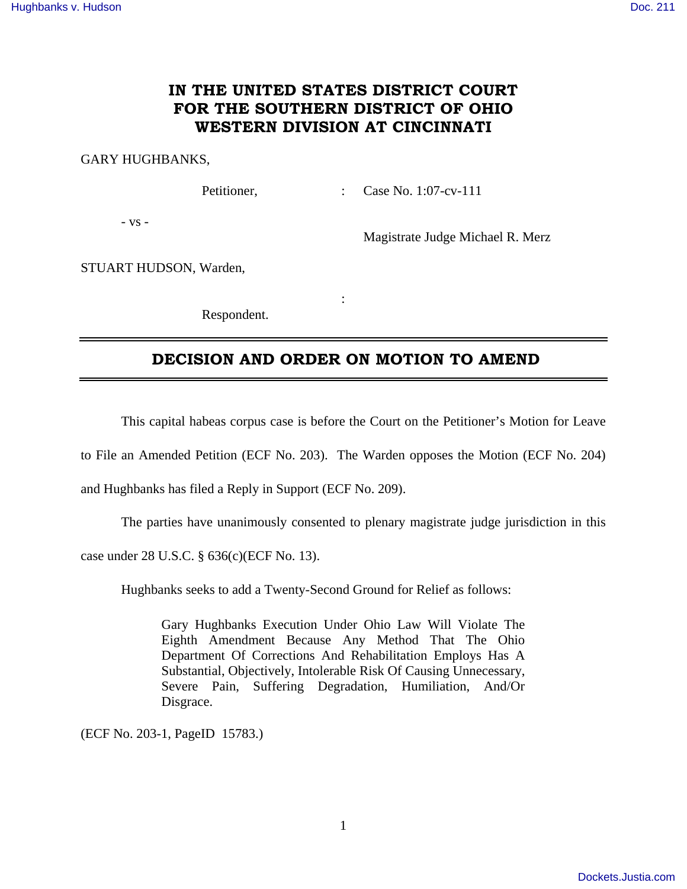# IN THE UNITED STATES DISTRICT COURT FOR THE SOUTHERN DISTRICT OF OHIO WESTERN DIVISION AT CINCINNATI

GARY HUGHBANKS,

Petitioner, : Case No. 1:07-cv-111

\- vs -

Magistrate Judge Michael R. Merz

STUART HUDSON, Warden,

:

Respondent.

---

## DECISION AND ORDER ON MOTION TO AMEND

---

This capital habeas corpus case is before the Court on the Petitioner's Motion for Leave to File an Amended Petition (ECF No. 203). The Warden opposes the Motion (ECF No. 204) and Hughbanks has filed a Reply in Support (ECF No. 209).

The parties have unanimously consented to plenary magistrate judge jurisdiction in this case under 28 U.S.C. § 636(c)(ECF No. 13).

Hughbanks seeks to add a Twenty-Second Ground for Relief as follows:

> Gary Hughbanks Execution Under Ohio Law Will Violate The Eighth Amendment Because Any Method That The Ohio Department Of Corrections And Rehabilitation Employs Has A Substantial, Objectively, Intolerable Risk Of Causing Unnecessary, Severe Pain, Suffering Degradation, Humiliation, And/Or Disgrace.

(ECF No. 203-1, PageID 15783.)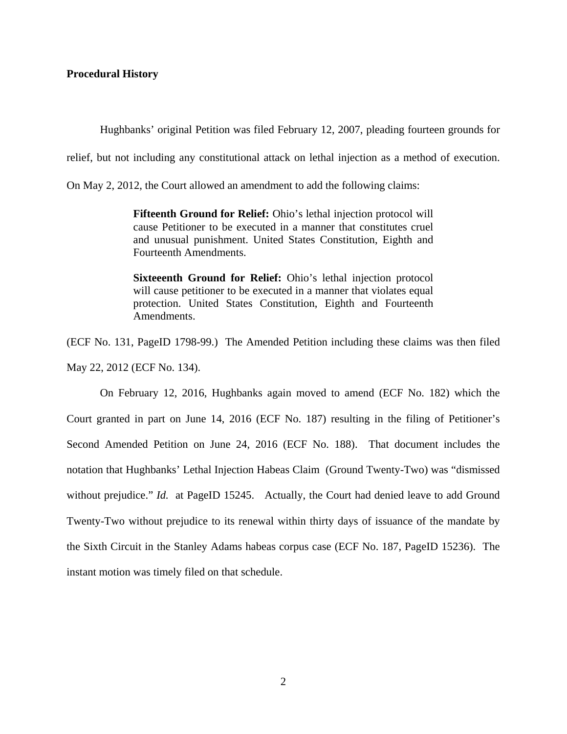**Procedural History**

Hughbanks' original Petition was filed February 12, 2007, pleading fourteen grounds for relief, but not including any constitutional attack on lethal injection as a method of execution. On May 2, 2012, the Court allowed an amendment to add the following claims:

> **Fifteenth Ground for Relief:** Ohio's lethal injection protocol will cause Petitioner to be executed in a manner that constitutes cruel and unusual punishment. United States Constitution, Eighth and Fourteenth Amendments.
>
> **Sixteeenth Ground for Relief:** Ohio's lethal injection protocol will cause petitioner to be executed in a manner that violates equal protection. United States Constitution, Eighth and Fourteenth Amendments.

(ECF No. 131, PageID 1798-99.) The Amended Petition including these claims was then filed May 22, 2012 (ECF No. 134).

On February 12, 2016, Hughbanks again moved to amend (ECF No. 182) which the Court granted in part on June 14, 2016 (ECF No. 187) resulting in the filing of Petitioner's Second Amended Petition on June 24, 2016 (ECF No. 188). That document includes the notation that Hughbanks' Lethal Injection Habeas Claim (Ground Twenty-Two) was "dismissed without prejudice." *Id.* at PageID 15245. Actually, the Court had denied leave to add Ground Twenty-Two without prejudice to its renewal within thirty days of issuance of the mandate by the Sixth Circuit in the Stanley Adams habeas corpus case (ECF No. 187, PageID 15236). The instant motion was timely filed on that schedule.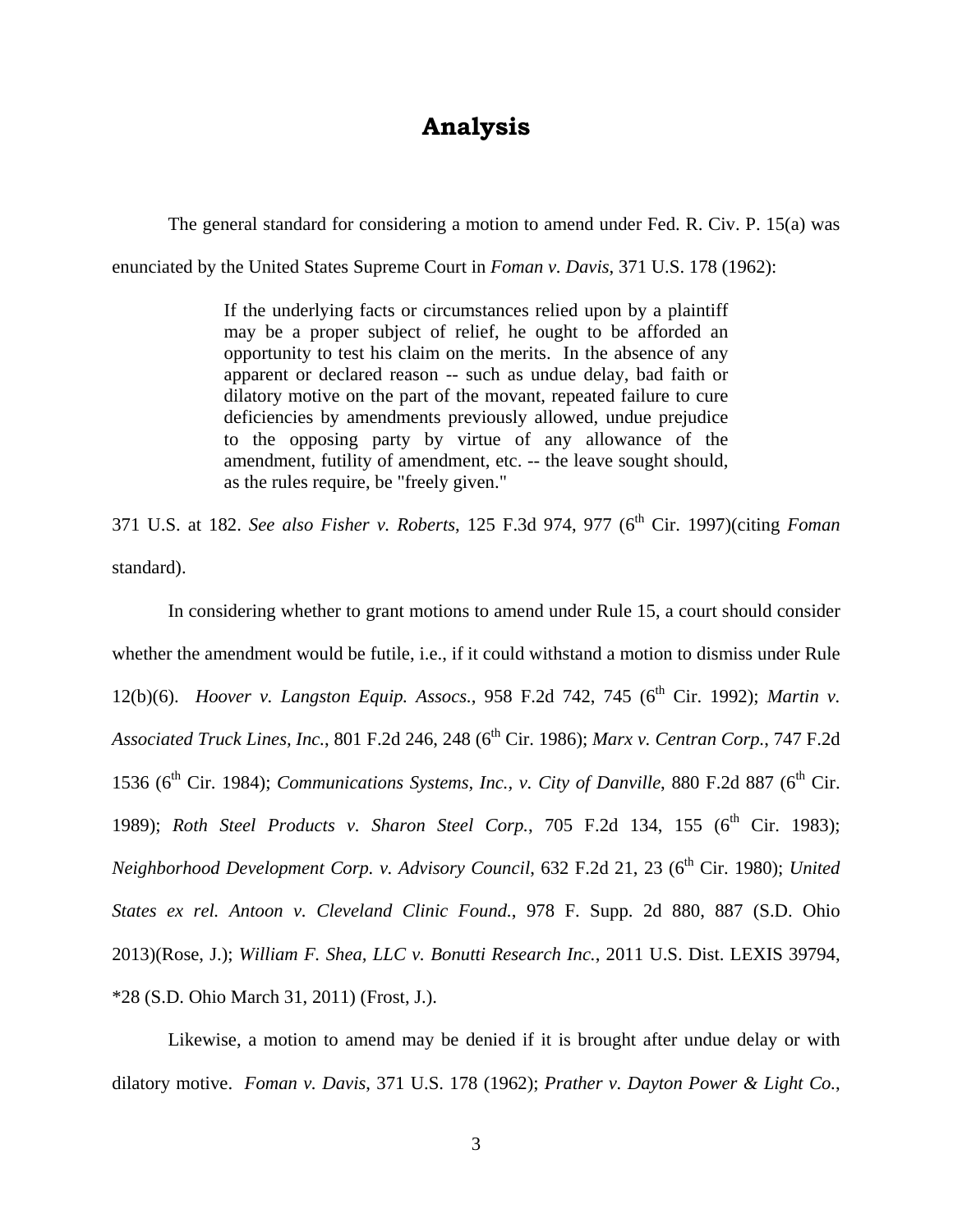# Analysis

The general standard for considering a motion to amend under Fed. R. Civ. P. 15(a) was enunciated by the United States Supreme Court in *Foman v. Davis*, 371 U.S. 178 (1962):

> If the underlying facts or circumstances relied upon by a plaintiff may be a proper subject of relief, he ought to be afforded an opportunity to test his claim on the merits. In the absence of any apparent or declared reason -- such as undue delay, bad faith or dilatory motive on the part of the movant, repeated failure to cure deficiencies by amendments previously allowed, undue prejudice to the opposing party by virtue of any allowance of the amendment, futility of amendment, etc. -- the leave sought should, as the rules require, be "freely given."

371 U.S. at 182. *See also Fisher v. Roberts*, 125 F.3d 974, 977 (6th Cir. 1997)(citing *Foman* standard).

In considering whether to grant motions to amend under Rule 15, a court should consider whether the amendment would be futile, i.e., if it could withstand a motion to dismiss under Rule 12(b)(6). *Hoover v. Langston Equip. Assocs.*, 958 F.2d 742, 745 (6th Cir. 1992); *Martin v. Associated Truck Lines, Inc.*, 801 F.2d 246, 248 (6th Cir. 1986); *Marx v. Centran Corp.*, 747 F.2d 1536 (6th Cir. 1984); *Communications Systems, Inc., v. City of Danville*, 880 F.2d 887 (6th Cir. 1989); *Roth Steel Products v. Sharon Steel Corp.*, 705 F.2d 134, 155 (6th Cir. 1983); *Neighborhood Development Corp. v. Advisory Council*, 632 F.2d 21, 23 (6th Cir. 1980); *United States ex rel. Antoon v. Cleveland Clinic Found.*, 978 F. Supp. 2d 880, 887 (S.D. Ohio 2013)(Rose, J.); *William F. Shea, LLC v. Bonutti Research Inc.*, 2011 U.S. Dist. LEXIS 39794, *28 (S.D. Ohio March 31, 2011) (Frost, J.).

Likewise, a motion to amend may be denied if it is brought after undue delay or with dilatory motive. *Foman v. Davis*, 371 U.S. 178 (1962); *Prather v. Dayton Power & Light Co.*,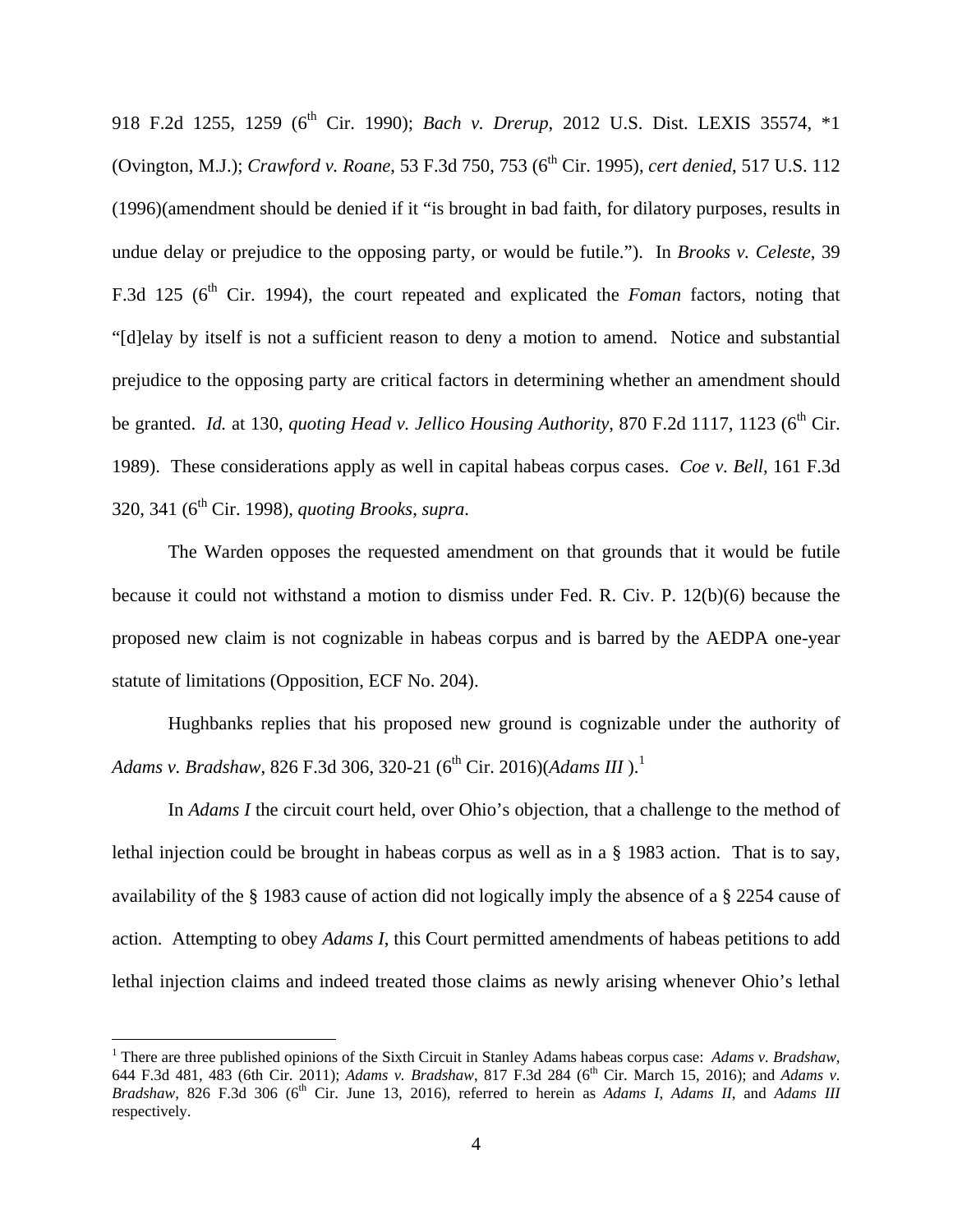918 F.2d 1255, 1259 (6th Cir. 1990); *Bach v. Drerup*, 2012 U.S. Dist. LEXIS 35574, *1 (Ovington, M.J.); *Crawford v. Roane*, 53 F.3d 750, 753 (6th Cir. 1995), *cert denied*, 517 U.S. 112 (1996)(amendment should be denied if it "is brought in bad faith, for dilatory purposes, results in undue delay or prejudice to the opposing party, or would be futile."). In *Brooks v. Celeste*, 39 F.3d 125 (6th Cir. 1994), the court repeated and explicated the *Foman* factors, noting that "[d]elay by itself is not a sufficient reason to deny a motion to amend. Notice and substantial prejudice to the opposing party are critical factors in determining whether an amendment should be granted. *Id.* at 130, *quoting Head v. Jellico Housing Authority*, 870 F.2d 1117, 1123 (6th Cir. 1989). These considerations apply as well in capital habeas corpus cases. *Coe v. Bell*, 161 F.3d 320, 341 (6th Cir. 1998), *quoting Brooks, supra*.

The Warden opposes the requested amendment on that grounds that it would be futile because it could not withstand a motion to dismiss under Fed. R. Civ. P. 12(b)(6) because the proposed new claim is not cognizable in habeas corpus and is barred by the AEDPA one-year statute of limitations (Opposition, ECF No. 204).

Hughbanks replies that his proposed new ground is cognizable under the authority of *Adams v. Bradshaw*, 826 F.3d 306, 320-21 (6th Cir. 2016)(*Adams III* ).[1]

In *Adams I* the circuit court held, over Ohio's objection, that a challenge to the method of lethal injection could be brought in habeas corpus as well as in a § 1983 action. That is to say, availability of the § 1983 cause of action did not logically imply the absence of a § 2254 cause of action. Attempting to obey *Adams I*, this Court permitted amendments of habeas petitions to add lethal injection claims and indeed treated those claims as newly arising whenever Ohio's lethal

[1] There are three published opinions of the Sixth Circuit in Stanley Adams habeas corpus case: *Adams v. Bradshaw*, 644 F.3d 481, 483 (6th Cir. 2011); *Adams v. Bradshaw*, 817 F.3d 284 (6th Cir. March 15, 2016); and *Adams v. Bradshaw*, 826 F.3d 306 (6th Cir. June 13, 2016), referred to herein as *Adams I, Adams II*, and *Adams III* respectively.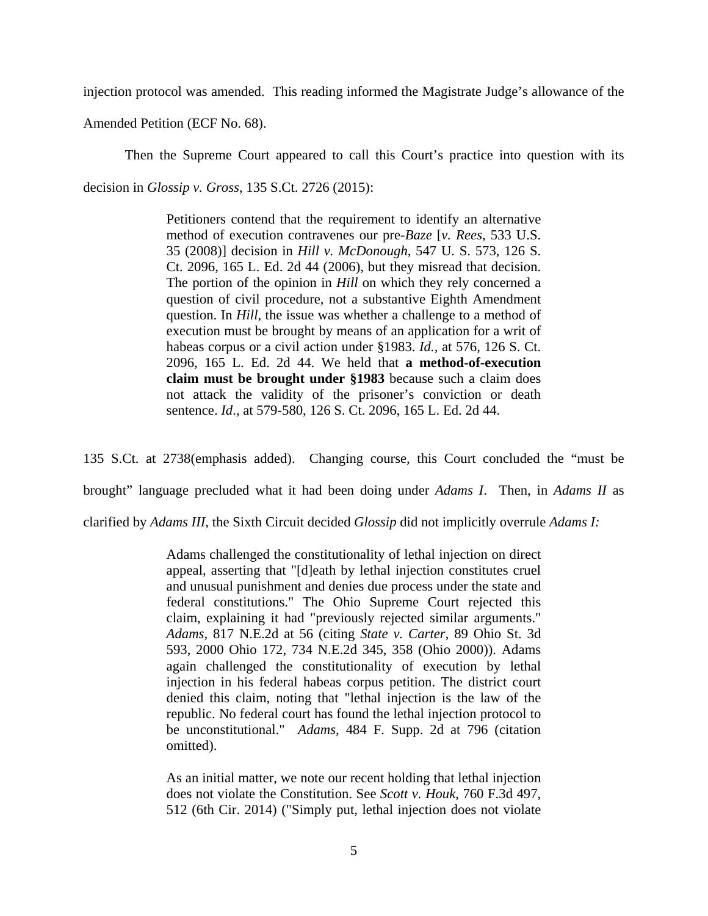injection protocol was amended. This reading informed the Magistrate Judge's allowance of the Amended Petition (ECF No. 68).

Then the Supreme Court appeared to call this Court's practice into question with its decision in *Glossip v. Gross*, 135 S.Ct. 2726 (2015):

> Petitioners contend that the requirement to identify an alternative method of execution contravenes our pre-*Baze* [*v. Rees*, 533 U.S. 35 (2008)] decision in *Hill v. McDonough*, 547 U. S. 573, 126 S. Ct. 2096, 165 L. Ed. 2d 44 (2006), but they misread that decision. The portion of the opinion in *Hill* on which they rely concerned a question of civil procedure, not a substantive Eighth Amendment question. In *Hill*, the issue was whether a challenge to a method of execution must be brought by means of an application for a writ of habeas corpus or a civil action under §1983. *Id.*, at 576, 126 S. Ct. 2096, 165 L. Ed. 2d 44. We held that **a method-of-execution claim must be brought under §1983** because such a claim does not attack the validity of the prisoner's conviction or death sentence. *Id*., at 579-580, 126 S. Ct. 2096, 165 L. Ed. 2d 44.

135 S.Ct. at 2738(emphasis added). Changing course, this Court concluded the "must be brought" language precluded what it had been doing under *Adams I*. Then, in *Adams II* as clarified by *Adams III*, the Sixth Circuit decided *Glossip* did not implicitly overrule *Adams I:*

> Adams challenged the constitutionality of lethal injection on direct appeal, asserting that "[d]eath by lethal injection constitutes cruel and unusual punishment and denies due process under the state and federal constitutions." The Ohio Supreme Court rejected this claim, explaining it had "previously rejected similar arguments." *Adams*, 817 N.E.2d at 56 (citing *State v. Carter*, 89 Ohio St. 3d 593, 2000 Ohio 172, 734 N.E.2d 345, 358 (Ohio 2000)). Adams again challenged the constitutionality of execution by lethal injection in his federal habeas corpus petition. The district court denied this claim, noting that "lethal injection is the law of the republic. No federal court has found the lethal injection protocol to be unconstitutional." *Adams*, 484 F. Supp. 2d at 796 (citation omitted).
>
> As an initial matter, we note our recent holding that lethal injection does not violate the Constitution. See *Scott v. Houk*, 760 F.3d 497, 512 (6th Cir. 2014) ("Simply put, lethal injection does not violate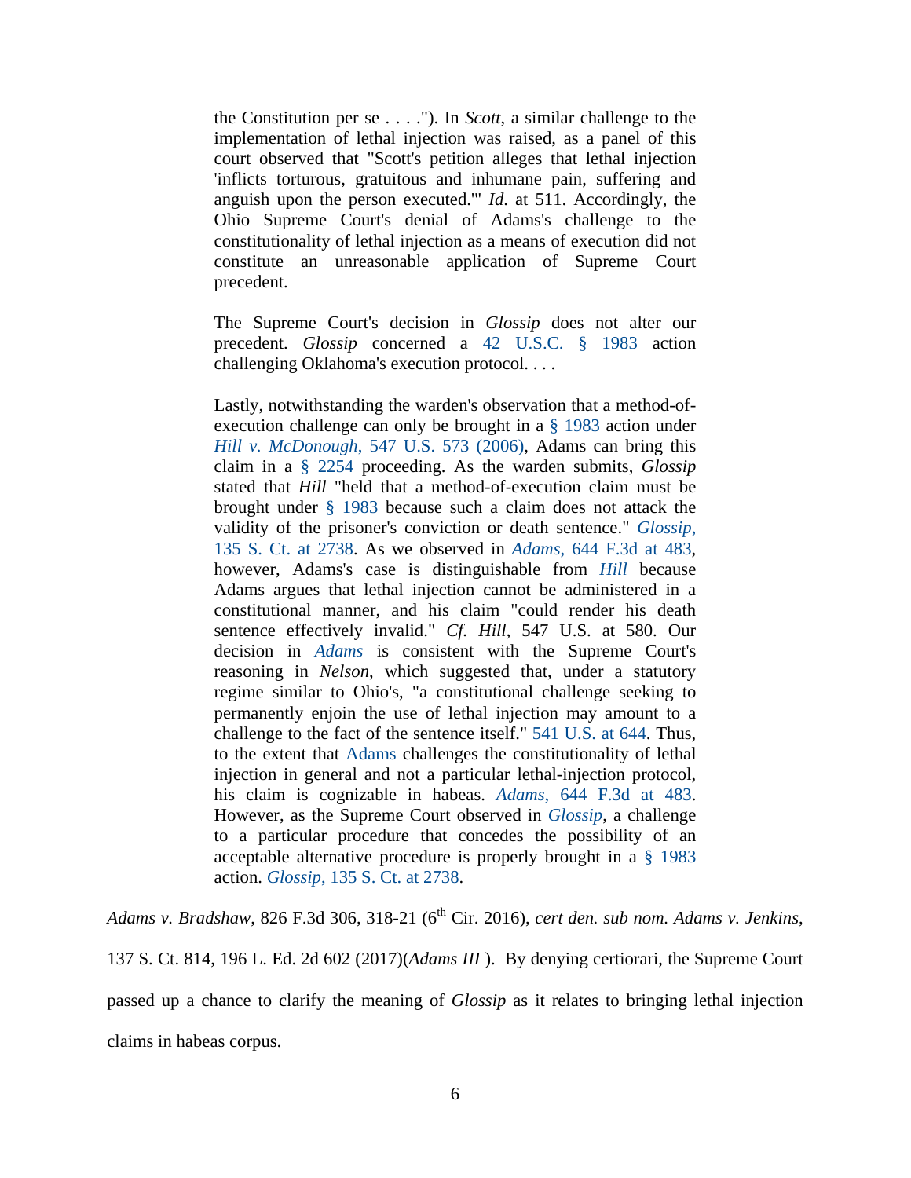> the Constitution per se . . . ."). In *Scott*, a similar challenge to the implementation of lethal injection was raised, as a panel of this court observed that "Scott's petition alleges that lethal injection 'inflicts torturous, gratuitous and inhumane pain, suffering and anguish upon the person executed.'" *Id.* at 511. Accordingly, the Ohio Supreme Court's denial of Adams's challenge to the constitutionality of lethal injection as a means of execution did not constitute an unreasonable application of Supreme Court precedent.
>
> The Supreme Court's decision in *Glossip* does not alter our precedent. *Glossip* concerned a 42 U.S.C. § 1983 action challenging Oklahoma's execution protocol. . . .
>
> Lastly, notwithstanding the warden's observation that a method-of-execution challenge can only be brought in a § 1983 action under *Hill v. McDonough*, 547 U.S. 573 (2006), Adams can bring this claim in a § 2254 proceeding. As the warden submits, *Glossip* stated that *Hill* "held that a method-of-execution claim must be brought under § 1983 because such a claim does not attack the validity of the prisoner's conviction or death sentence." *Glossip*, 135 S. Ct. at 2738. As we observed in *Adams*, 644 F.3d at 483, however, Adams's case is distinguishable from *Hill* because Adams argues that lethal injection cannot be administered in a constitutional manner, and his claim "could render his death sentence effectively invalid." *Cf. Hill*, 547 U.S. at 580. Our decision in *Adams* is consistent with the Supreme Court's reasoning in *Nelson*, which suggested that, under a statutory regime similar to Ohio's, "a constitutional challenge seeking to permanently enjoin the use of lethal injection may amount to a challenge to the fact of the sentence itself." 541 U.S. at 644. Thus, to the extent that Adams challenges the constitutionality of lethal injection in general and not a particular lethal-injection protocol, his claim is cognizable in habeas. *Adams*, 644 F.3d at 483. However, as the Supreme Court observed in *Glossip*, a challenge to a particular procedure that concedes the possibility of an acceptable alternative procedure is properly brought in a § 1983 action. *Glossip*, 135 S. Ct. at 2738.

*Adams v. Bradshaw*, 826 F.3d 306, 318-21 (6th Cir. 2016), *cert den. sub nom. Adams v. Jenkins*, 137 S. Ct. 814, 196 L. Ed. 2d 602 (2017)(*Adams III* ). By denying certiorari, the Supreme Court passed up a chance to clarify the meaning of *Glossip* as it relates to bringing lethal injection claims in habeas corpus.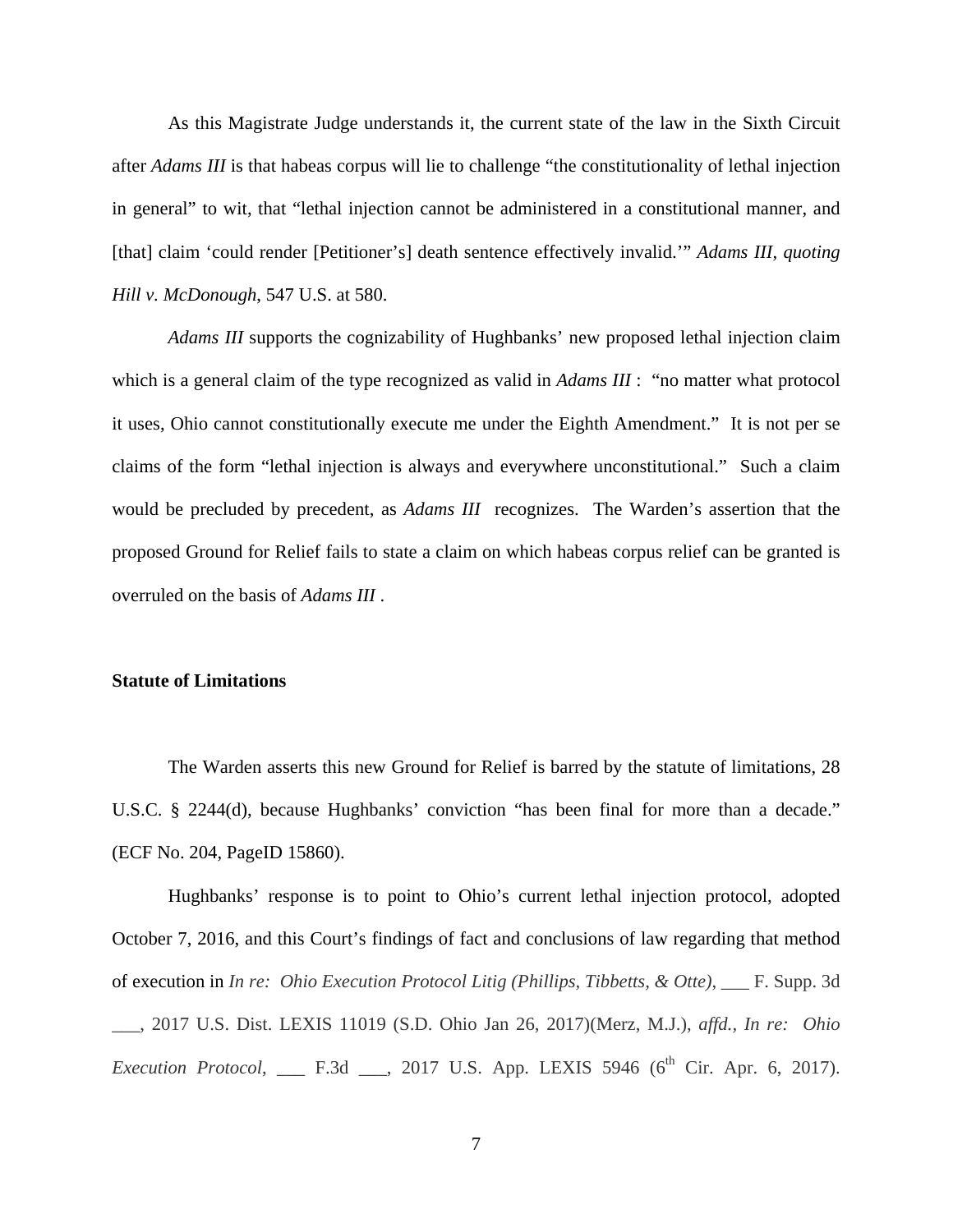As this Magistrate Judge understands it, the current state of the law in the Sixth Circuit after *Adams III* is that habeas corpus will lie to challenge "the constitutionality of lethal injection in general" to wit, that "lethal injection cannot be administered in a constitutional manner, and [that] claim 'could render [Petitioner's] death sentence effectively invalid.'" *Adams III*, *quoting Hill v. McDonough*, 547 U.S. at 580.

*Adams III* supports the cognizability of Hughbanks' new proposed lethal injection claim which is a general claim of the type recognized as valid in *Adams III* : "no matter what protocol it uses, Ohio cannot constitutionally execute me under the Eighth Amendment." It is not per se claims of the form "lethal injection is always and everywhere unconstitutional." Such a claim would be precluded by precedent, as *Adams III* recognizes. The Warden's assertion that the proposed Ground for Relief fails to state a claim on which habeas corpus relief can be granted is overruled on the basis of *Adams III* .

**Statute of Limitations**

The Warden asserts this new Ground for Relief is barred by the statute of limitations, 28 U.S.C. § 2244(d), because Hughbanks' conviction "has been final for more than a decade." (ECF No. 204, PageID 15860).

Hughbanks' response is to point to Ohio's current lethal injection protocol, adopted October 7, 2016, and this Court's findings of fact and conclusions of law regarding that method of execution in *In re: Ohio Execution Protocol Litig (Phillips, Tibbetts, & Otte)*, ___ F. Supp. 3d ___, 2017 U.S. Dist. LEXIS 11019 (S.D. Ohio Jan 26, 2017)(Merz, M.J.), *affd., In re: Ohio Execution Protocol*, ___ F.3d ___, 2017 U.S. App. LEXIS 5946 (6th Cir. Apr. 6, 2017).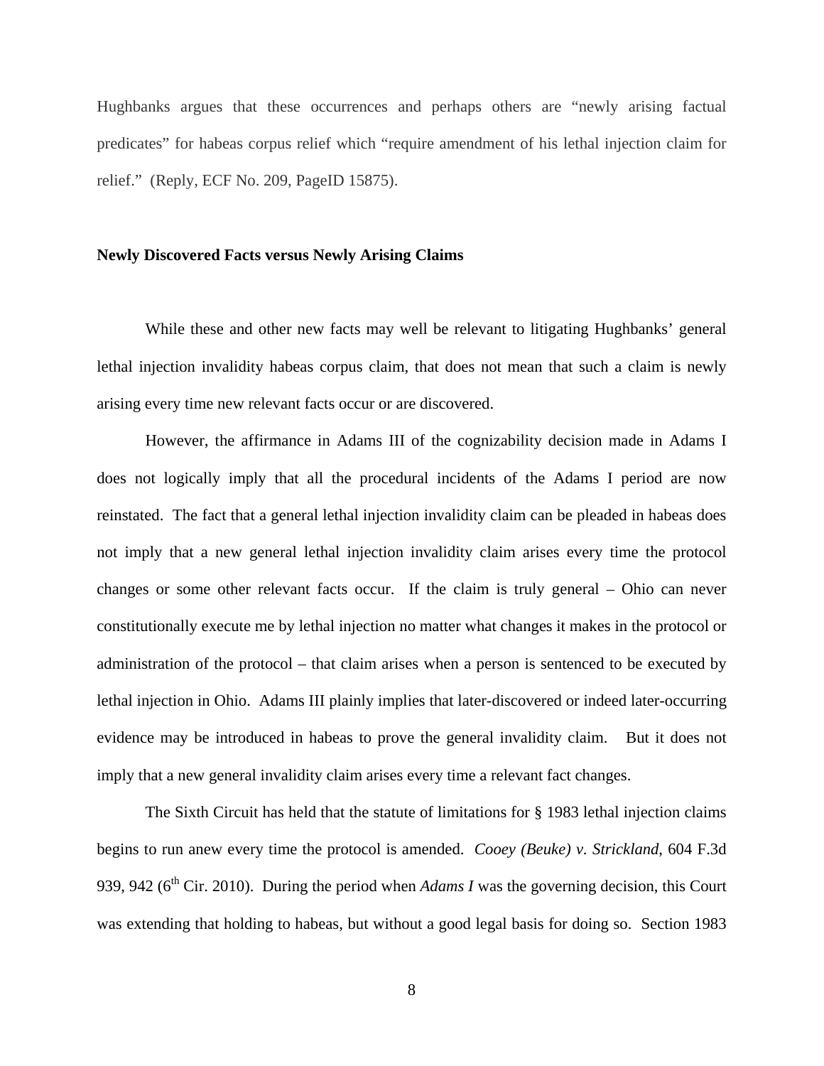Hughbanks argues that these occurrences and perhaps others are "newly arising factual predicates" for habeas corpus relief which "require amendment of his lethal injection claim for relief." (Reply, ECF No. 209, PageID 15875).

**Newly Discovered Facts versus Newly Arising Claims**

While these and other new facts may well be relevant to litigating Hughbanks' general lethal injection invalidity habeas corpus claim, that does not mean that such a claim is newly arising every time new relevant facts occur or are discovered.

However, the affirmance in Adams III of the cognizability decision made in Adams I does not logically imply that all the procedural incidents of the Adams I period are now reinstated. The fact that a general lethal injection invalidity claim can be pleaded in habeas does not imply that a new general lethal injection invalidity claim arises every time the protocol changes or some other relevant facts occur. If the claim is truly general – Ohio can never constitutionally execute me by lethal injection no matter what changes it makes in the protocol or administration of the protocol – that claim arises when a person is sentenced to be executed by lethal injection in Ohio. Adams III plainly implies that later-discovered or indeed later-occurring evidence may be introduced in habeas to prove the general invalidity claim. But it does not imply that a new general invalidity claim arises every time a relevant fact changes.

The Sixth Circuit has held that the statute of limitations for § 1983 lethal injection claims begins to run anew every time the protocol is amended. *Cooey (Beuke) v. Strickland*, 604 F.3d 939, 942 (6th Cir. 2010). During the period when *Adams I* was the governing decision, this Court was extending that holding to habeas, but without a good legal basis for doing so. Section 1983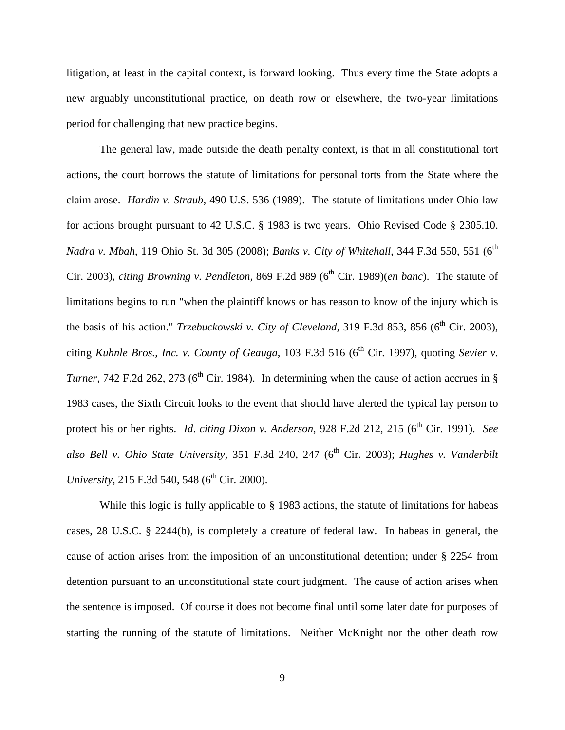litigation, at least in the capital context, is forward looking. Thus every time the State adopts a new arguably unconstitutional practice, on death row or elsewhere, the two-year limitations period for challenging that new practice begins.

The general law, made outside the death penalty context, is that in all constitutional tort actions, the court borrows the statute of limitations for personal torts from the State where the claim arose. *Hardin v. Straub*, 490 U.S. 536 (1989). The statute of limitations under Ohio law for actions brought pursuant to 42 U.S.C. § 1983 is two years. Ohio Revised Code § 2305.10. *Nadra v. Mbah*, 119 Ohio St. 3d 305 (2008); *Banks v. City of Whitehall*, 344 F.3d 550, 551 (6th Cir. 2003), *citing Browning v. Pendleton*, 869 F.2d 989 (6th Cir. 1989)(*en banc*). The statute of limitations begins to run "when the plaintiff knows or has reason to know of the injury which is the basis of his action." *Trzebuckowski v. City of Cleveland*, 319 F.3d 853, 856 (6th Cir. 2003), citing *Kuhnle Bros., Inc. v. County of Geauga*, 103 F.3d 516 (6th Cir. 1997), quoting *Sevier v. Turner*, 742 F.2d 262, 273 (6th Cir. 1984). In determining when the cause of action accrues in § 1983 cases, the Sixth Circuit looks to the event that should have alerted the typical lay person to protect his or her rights. *Id*. *citing Dixon v. Anderson*, 928 F.2d 212, 215 (6th Cir. 1991). *See also Bell v. Ohio State University*, 351 F.3d 240, 247 (6th Cir. 2003); *Hughes v. Vanderbilt University*, 215 F.3d 540, 548 (6th Cir. 2000).

While this logic is fully applicable to § 1983 actions, the statute of limitations for habeas cases, 28 U.S.C. § 2244(b), is completely a creature of federal law. In habeas in general, the cause of action arises from the imposition of an unconstitutional detention; under § 2254 from detention pursuant to an unconstitutional state court judgment. The cause of action arises when the sentence is imposed. Of course it does not become final until some later date for purposes of starting the running of the statute of limitations. Neither McKnight nor the other death row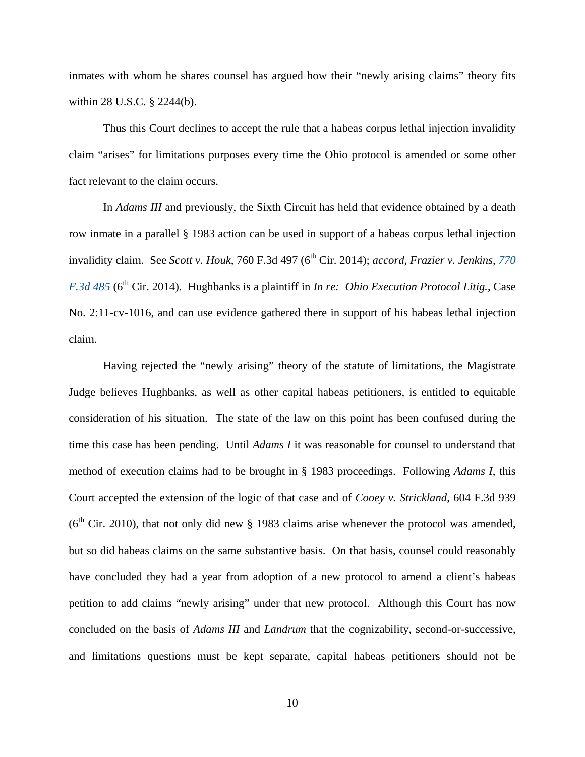inmates with whom he shares counsel has argued how their "newly arising claims" theory fits within 28 U.S.C. § 2244(b).

Thus this Court declines to accept the rule that a habeas corpus lethal injection invalidity claim "arises" for limitations purposes every time the Ohio protocol is amended or some other fact relevant to the claim occurs.

In *Adams III* and previously, the Sixth Circuit has held that evidence obtained by a death row inmate in a parallel § 1983 action can be used in support of a habeas corpus lethal injection invalidity claim. See *Scott v. Houk*, 760 F.3d 497 (6th Cir. 2014); *accord, Frazier v. Jenkins*, 770 F.3d 485 (6th Cir. 2014). Hughbanks is a plaintiff in *In re: Ohio Execution Protocol Litig.*, Case No. 2:11-cv-1016, and can use evidence gathered there in support of his habeas lethal injection claim.

Having rejected the "newly arising" theory of the statute of limitations, the Magistrate Judge believes Hughbanks, as well as other capital habeas petitioners, is entitled to equitable consideration of his situation. The state of the law on this point has been confused during the time this case has been pending. Until *Adams I* it was reasonable for counsel to understand that method of execution claims had to be brought in § 1983 proceedings. Following *Adams I*, this Court accepted the extension of the logic of that case and of *Cooey v. Strickland*, 604 F.3d 939 (6th Cir. 2010), that not only did new § 1983 claims arise whenever the protocol was amended, but so did habeas claims on the same substantive basis. On that basis, counsel could reasonably have concluded they had a year from adoption of a new protocol to amend a client's habeas petition to add claims "newly arising" under that new protocol. Although this Court has now concluded on the basis of *Adams III* and *Landrum* that the cognizability, second-or-successive, and limitations questions must be kept separate, capital habeas petitioners should not be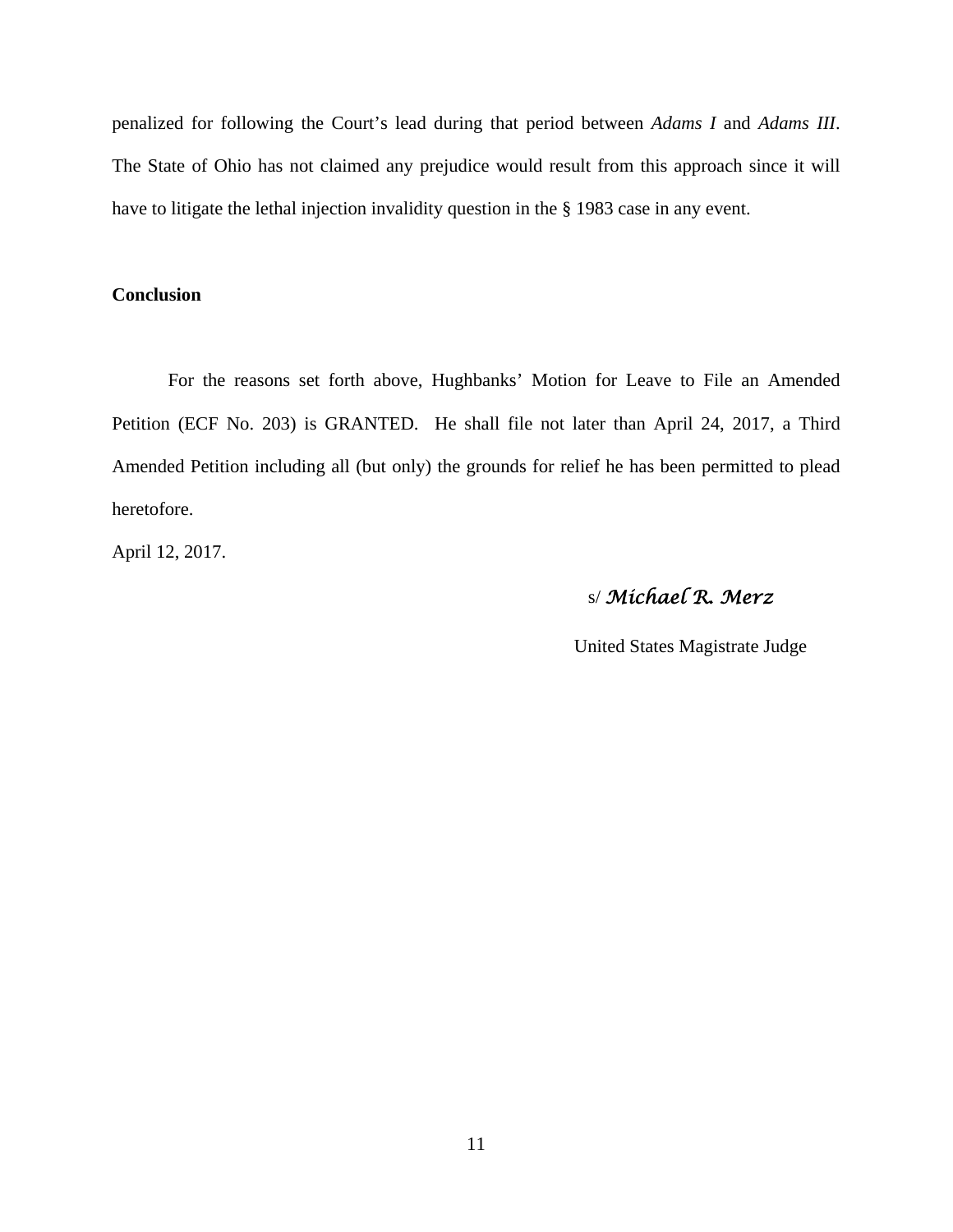penalized for following the Court's lead during that period between *Adams I* and *Adams III*. The State of Ohio has not claimed any prejudice would result from this approach since it will have to litigate the lethal injection invalidity question in the § 1983 case in any event.

**Conclusion**

For the reasons set forth above, Hughbanks' Motion for Leave to File an Amended Petition (ECF No. 203) is GRANTED. He shall file not later than April 24, 2017, a Third Amended Petition including all (but only) the grounds for relief he has been permitted to plead heretofore.

April 12, 2017.

s/ *Michael R. Merz*

United States Magistrate Judge